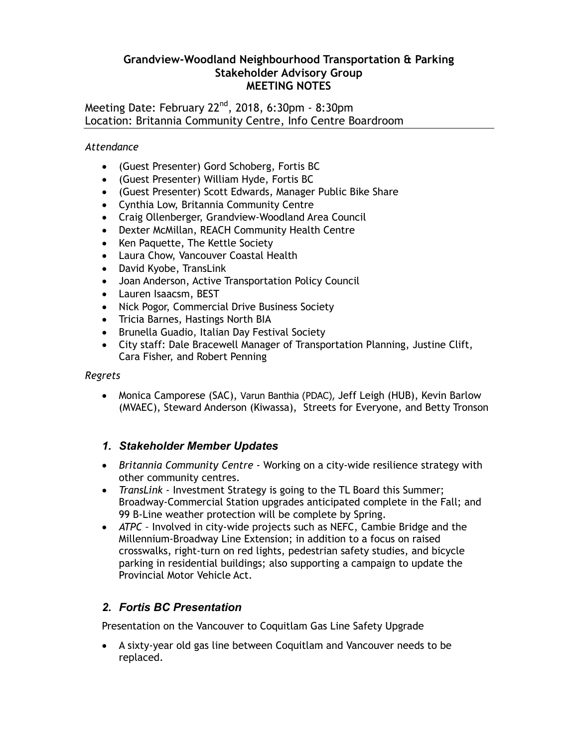# Grandview-Woodland Neighbourhood Transportation & Parking Stakeholder Advisory Group MEETING NOTES

Meeting Date: February 22nd, 2018, 6:30pm - 8:30pm
Location: Britannia Community Centre, Info Centre Boardroom

*Attendance*

- (Guest Presenter) Gord Schoberg, Fortis BC
- (Guest Presenter) William Hyde, Fortis BC
- (Guest Presenter) Scott Edwards, Manager Public Bike Share
- Cynthia Low, Britannia Community Centre
- Craig Ollenberger, Grandview-Woodland Area Council
- Dexter McMillan, REACH Community Health Centre
- Ken Paquette, The Kettle Society
- Laura Chow, Vancouver Coastal Health
- David Kyobe, TransLink
- Joan Anderson, Active Transportation Policy Council
- Lauren Isaacsm, BEST
- Nick Pogor, Commercial Drive Business Society
- Tricia Barnes, Hastings North BIA
- Brunella Guadio, Italian Day Festival Society
- City staff: Dale Bracewell Manager of Transportation Planning, Justine Clift, Cara Fisher, and Robert Penning

*Regrets*

- Monica Camporese (SAC), Varun Banthia (PDAC), Jeff Leigh (HUB), Kevin Barlow (MVAEC), Steward Anderson (Kiwassa), Streets for Everyone, and Betty Tronson

## *1. Stakeholder Member Updates*

- *Britannia Community Centre* - Working on a city-wide resilience strategy with other community centres.
- *TransLink* - Investment Strategy is going to the TL Board this Summer; Broadway-Commercial Station upgrades anticipated complete in the Fall; and 99 B-Line weather protection will be complete by Spring.
- *ATPC* – Involved in city-wide projects such as NEFC, Cambie Bridge and the Millennium-Broadway Line Extension; in addition to a focus on raised crosswalks, right-turn on red lights, pedestrian safety studies, and bicycle parking in residential buildings; also supporting a campaign to update the Provincial Motor Vehicle Act.

## *2. Fortis BC Presentation*

Presentation on the Vancouver to Coquitlam Gas Line Safety Upgrade

- A sixty-year old gas line between Coquitlam and Vancouver needs to be replaced.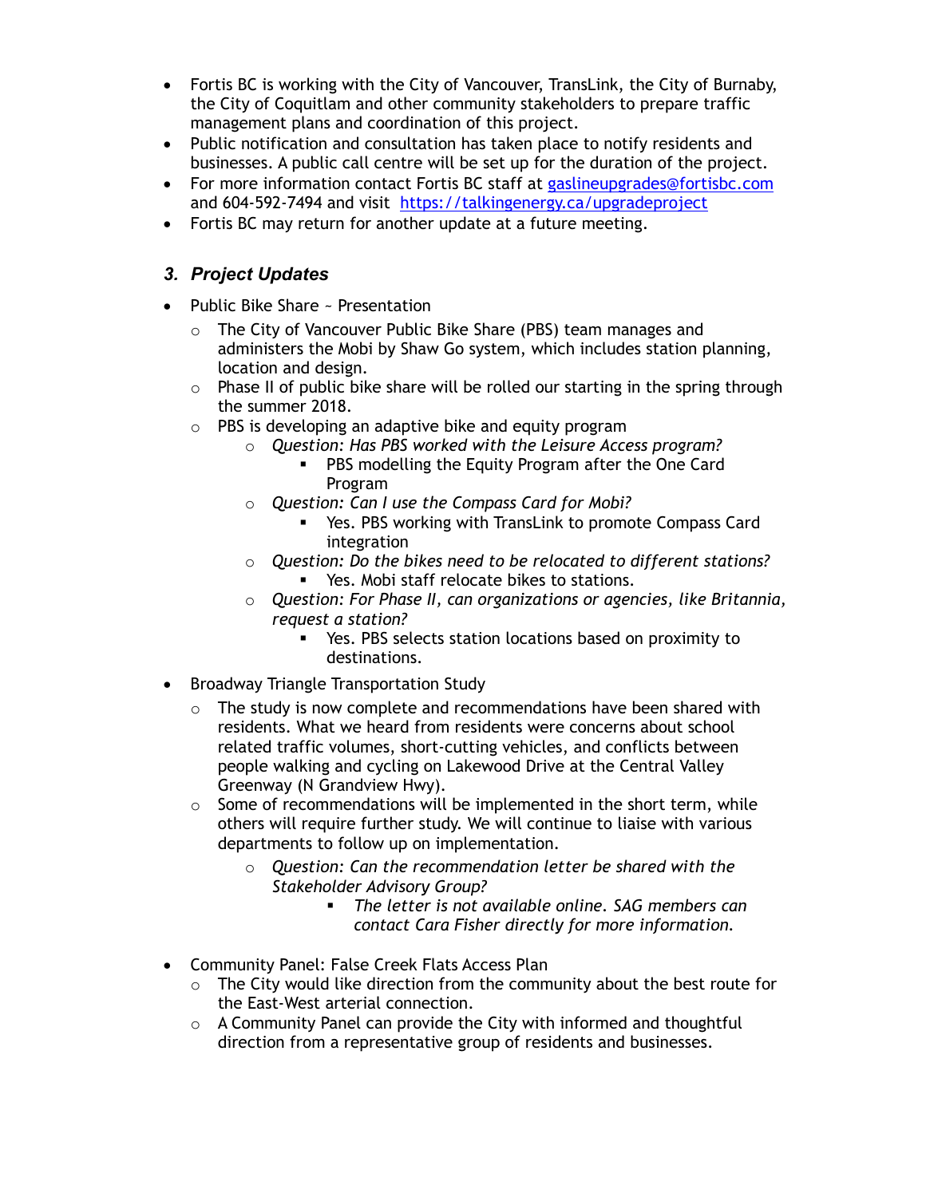- Fortis BC is working with the City of Vancouver, TransLink, the City of Burnaby, the City of Coquitlam and other community stakeholders to prepare traffic management plans and coordination of this project.
- Public notification and consultation has taken place to notify residents and businesses. A public call centre will be set up for the duration of the project.
- For more information contact Fortis BC staff at gaslineupgrades@fortisbc.com and 604-592-7494 and visit https://talkingenergy.ca/upgradeproject
- Fortis BC may return for another update at a future meeting.

### 3. Project Updates

- Public Bike Share ~ Presentation
  - The City of Vancouver Public Bike Share (PBS) team manages and administers the Mobi by Shaw Go system, which includes station planning, location and design.
  - Phase II of public bike share will be rolled our starting in the spring through the summer 2018.
  - PBS is developing an adaptive bike and equity program
    - *Question: Has PBS worked with the Leisure Access program?*
      - PBS modelling the Equity Program after the One Card Program
    - *Question: Can I use the Compass Card for Mobi?*
      - Yes. PBS working with TransLink to promote Compass Card integration
    - *Question: Do the bikes need to be relocated to different stations?*
      - Yes. Mobi staff relocate bikes to stations.
    - *Question: For Phase II, can organizations or agencies, like Britannia, request a station?*
      - Yes. PBS selects station locations based on proximity to destinations.
- Broadway Triangle Transportation Study
  - The study is now complete and recommendations have been shared with residents. What we heard from residents were concerns about school related traffic volumes, short-cutting vehicles, and conflicts between people walking and cycling on Lakewood Drive at the Central Valley Greenway (N Grandview Hwy).
  - Some of recommendations will be implemented in the short term, while others will require further study. We will continue to liaise with various departments to follow up on implementation.
    - *Question: Can the recommendation letter be shared with the Stakeholder Advisory Group?*
      - *The letter is not available online. SAG members can contact Cara Fisher directly for more information.*
- Community Panel: False Creek Flats Access Plan
  - The City would like direction from the community about the best route for the East-West arterial connection.
  - A Community Panel can provide the City with informed and thoughtful direction from a representative group of residents and businesses.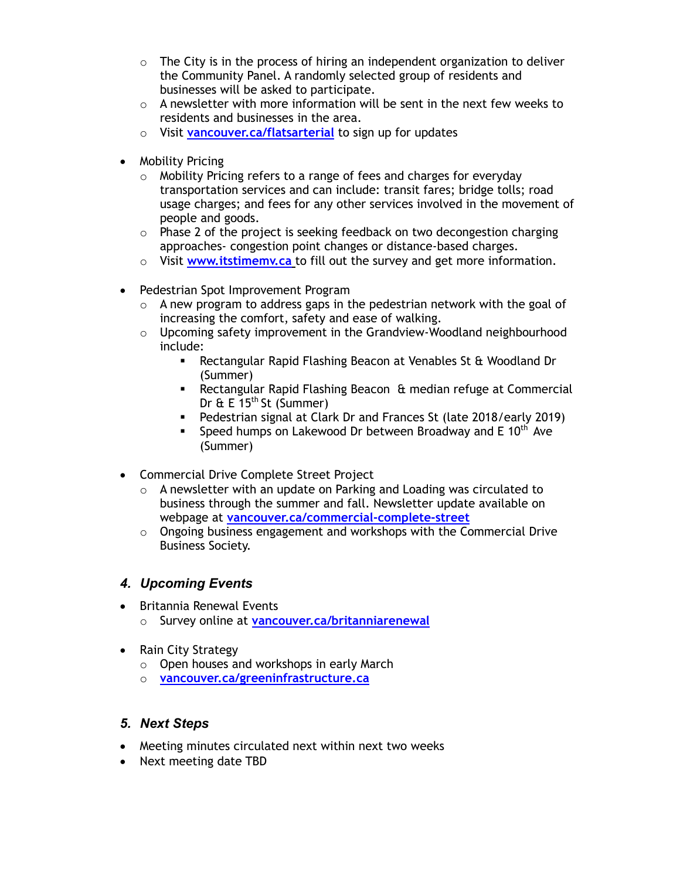- The City is in the process of hiring an independent organization to deliver the Community Panel. A randomly selected group of residents and businesses will be asked to participate.
- A newsletter with more information will be sent in the next few weeks to residents and businesses in the area.
- Visit **vancouver.ca/flatsarterial** to sign up for updates

- Mobility Pricing
  - Mobility Pricing refers to a range of fees and charges for everyday transportation services and can include: transit fares; bridge tolls; road usage charges; and fees for any other services involved in the movement of people and goods.
  - Phase 2 of the project is seeking feedback on two decongestion charging approaches- congestion point changes or distance-based charges.
  - Visit **www.itstimemv.ca** to fill out the survey and get more information.

- Pedestrian Spot Improvement Program
  - A new program to address gaps in the pedestrian network with the goal of increasing the comfort, safety and ease of walking.
  - Upcoming safety improvement in the Grandview-Woodland neighbourhood include:
    - Rectangular Rapid Flashing Beacon at Venables St & Woodland Dr (Summer)
    - Rectangular Rapid Flashing Beacon & median refuge at Commercial Dr & E 15th St (Summer)
    - Pedestrian signal at Clark Dr and Frances St (late 2018/early 2019)
    - Speed humps on Lakewood Dr between Broadway and E 10th Ave (Summer)

- Commercial Drive Complete Street Project
  - A newsletter with an update on Parking and Loading was circulated to business through the summer and fall. Newsletter update available on webpage at **vancouver.ca/commercial-complete-street**
  - Ongoing business engagement and workshops with the Commercial Drive Business Society.

### 4. Upcoming Events

- Britannia Renewal Events
  - Survey online at **vancouver.ca/britanniarenewal**

- Rain City Strategy
  - Open houses and workshops in early March
  - **vancouver.ca/greeninfrastructure.ca**

### 5. Next Steps

- Meeting minutes circulated next within next two weeks
- Next meeting date TBD